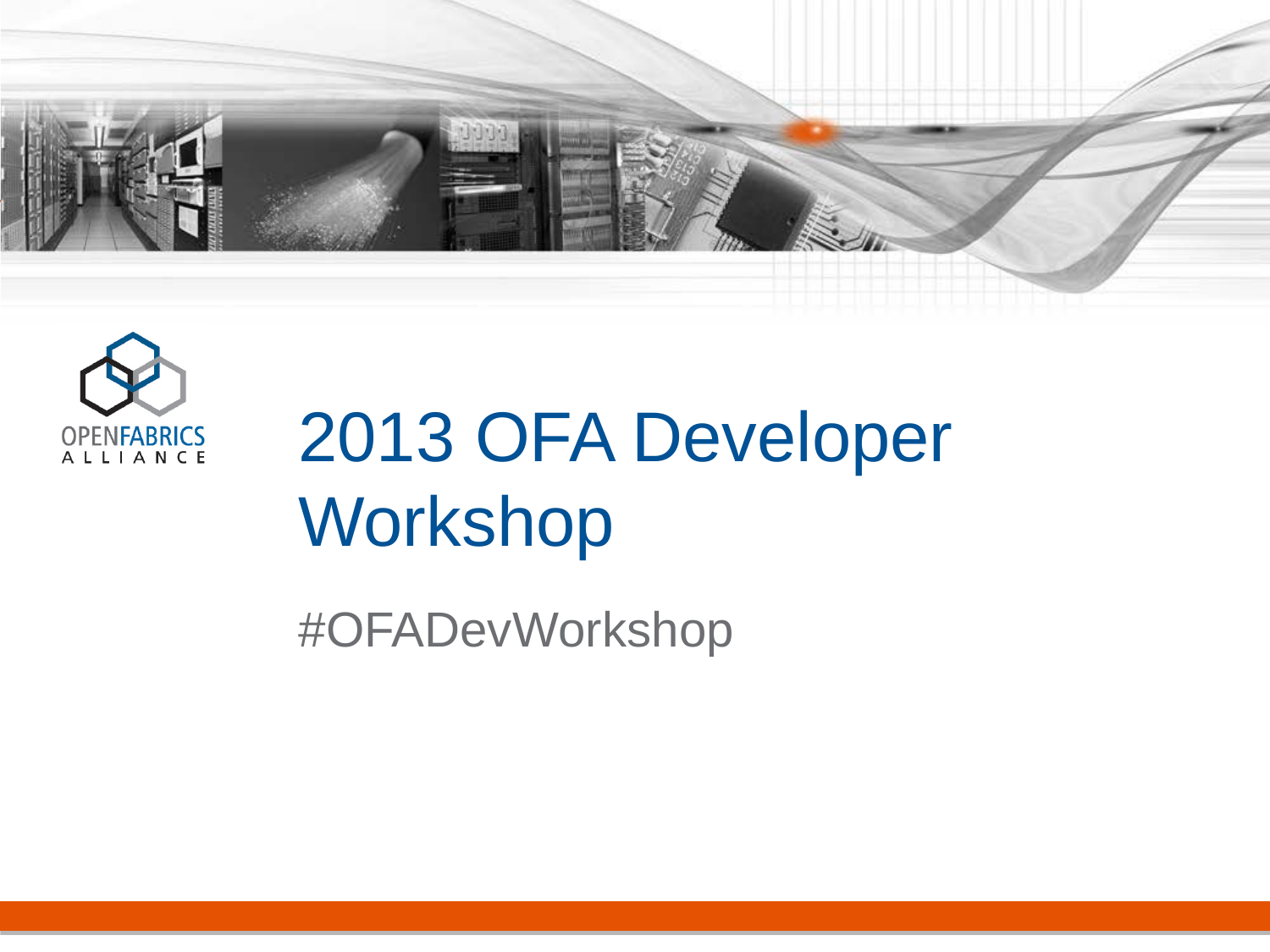# 2013 OFA Developer Workshop

#OFADevWorkshop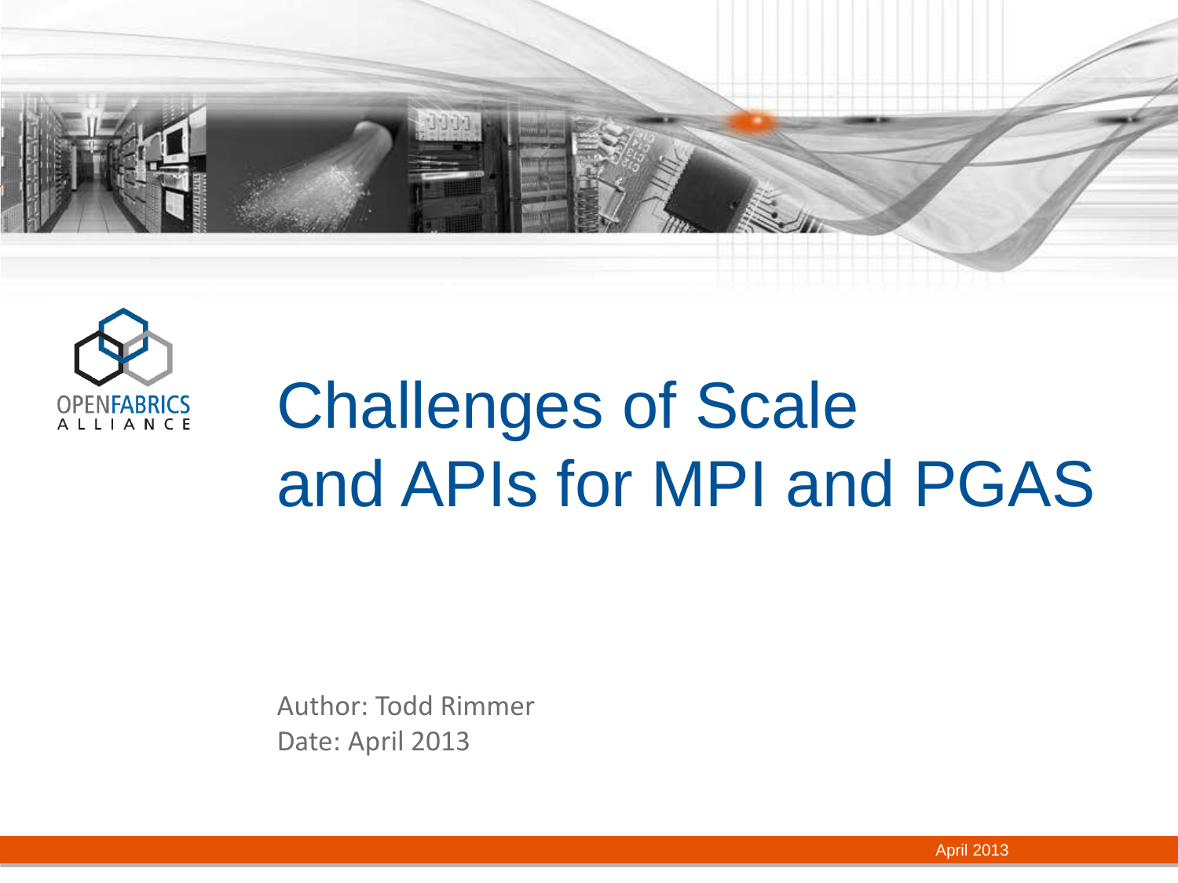# Challenges of Scale and APIs for MPI and PGAS

Author: Todd Rimmer

Date: April 2013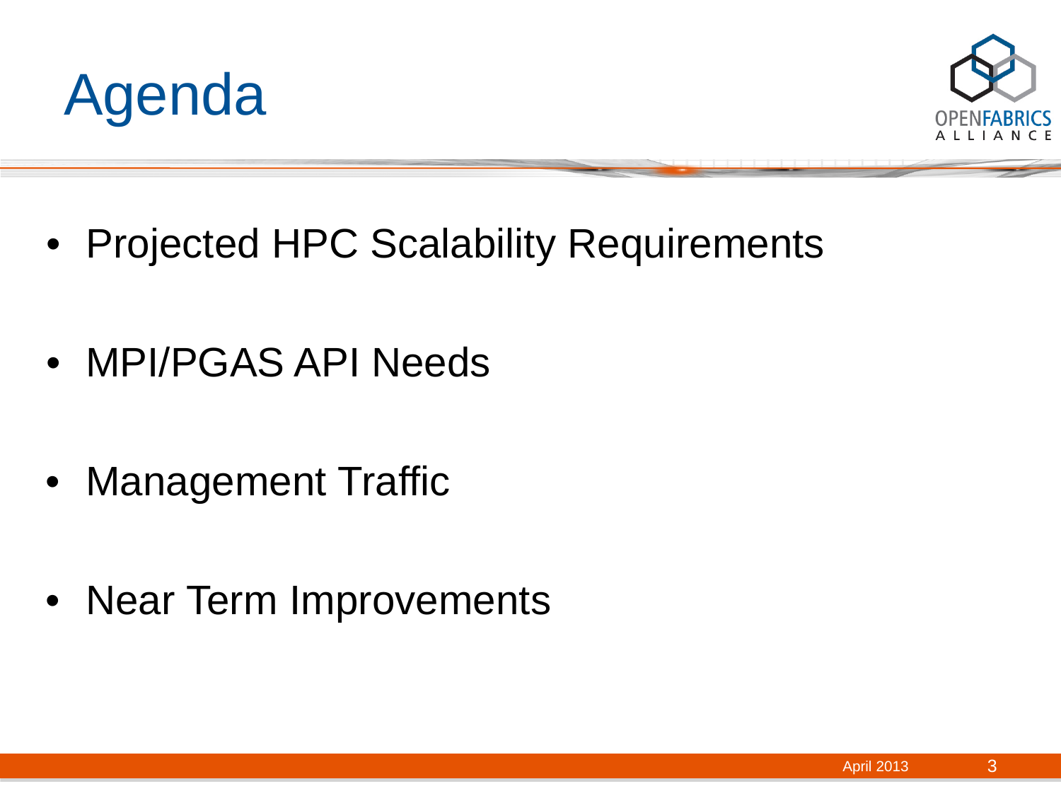# Agenda

- Projected HPC Scalability Requirements
- MPI/PGAS API Needs
- Management Traffic
- Near Term Improvements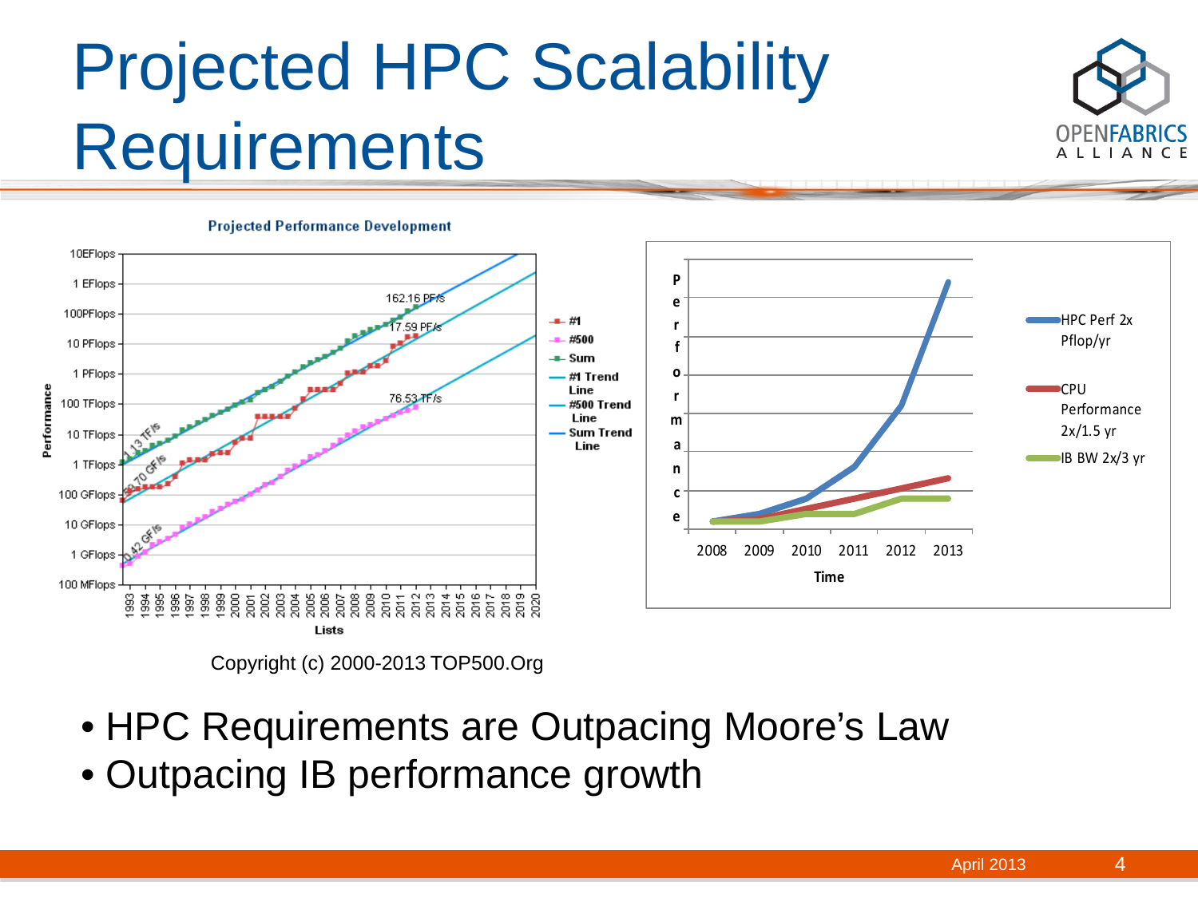# Projected HPC Scalability Requirements

Copyright (c) 2000-2013 TOP500.Org

- HPC Requirements are Outpacing Moore's Law
- Outpacing IB performance growth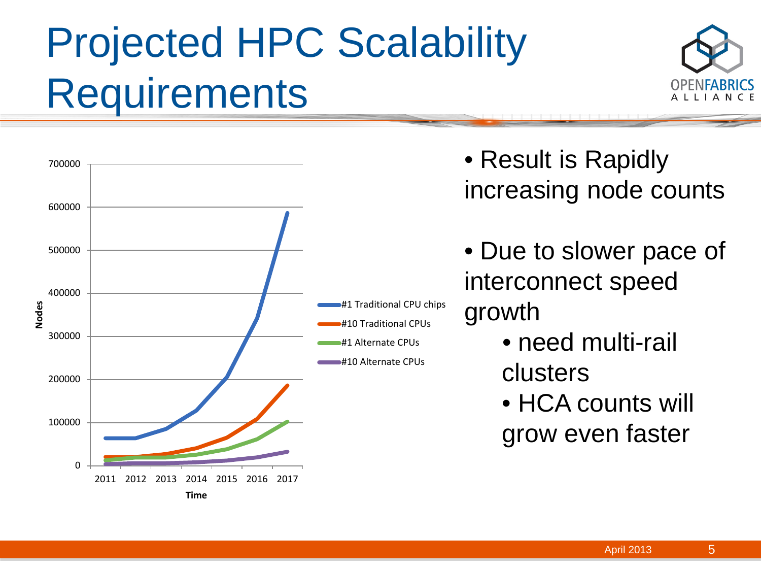# Projected HPC Scalability Requirements

- Result is Rapidly increasing node counts
- Due to slower pace of interconnect speed growth
  - need multi-rail clusters
  - HCA counts will grow even faster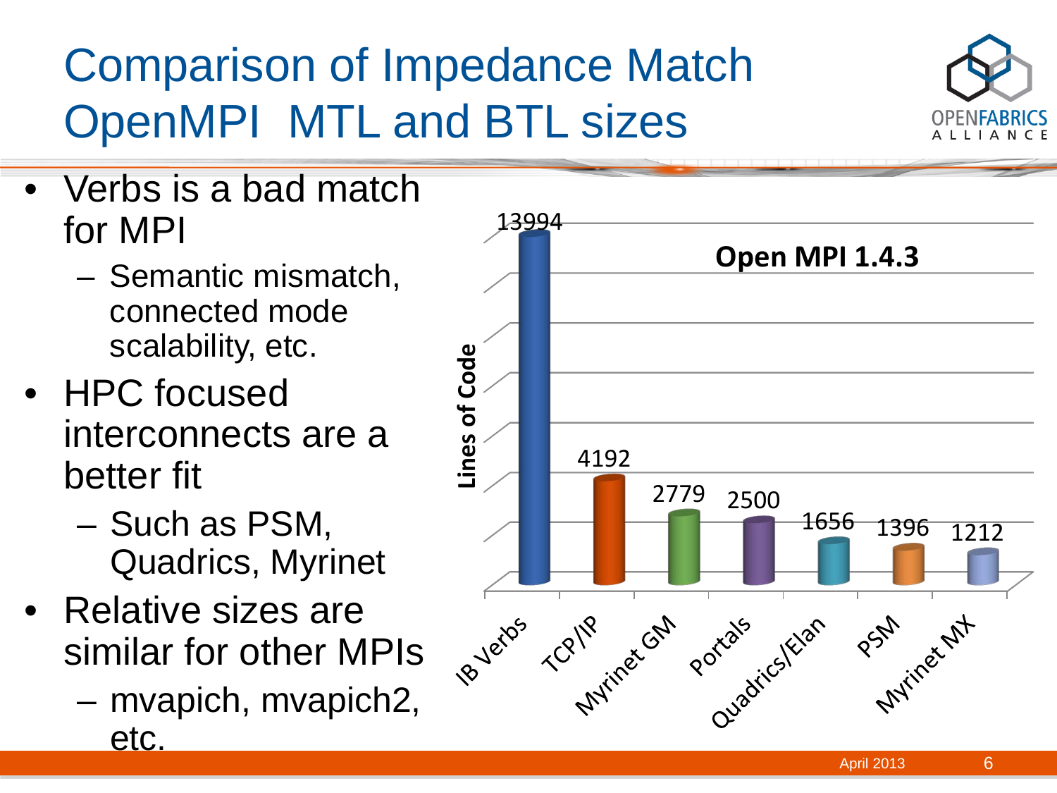# Comparison of Impedance Match OpenMPI MTL and BTL sizes

- Verbs is a bad match for MPI
  - Semantic mismatch, connected mode scalability, etc.
- HPC focused interconnects are a better fit
  - Such as PSM, Quadrics, Myrinet
- Relative sizes are similar for other MPIs
  - mvapich, mvapich2, etc.

**Open MPI 1.4.3**

| Interconnect | Lines of Code |
| --- | --- |
| IB Verbs | 13994 |
| TCP/IP | 4192 |
| Myrinet GM | 2779 |
| Portals | 2500 |
| Quadrics/Elan | 1656 |
| PSM | 1396 |
| Myrinet MX | 1212 |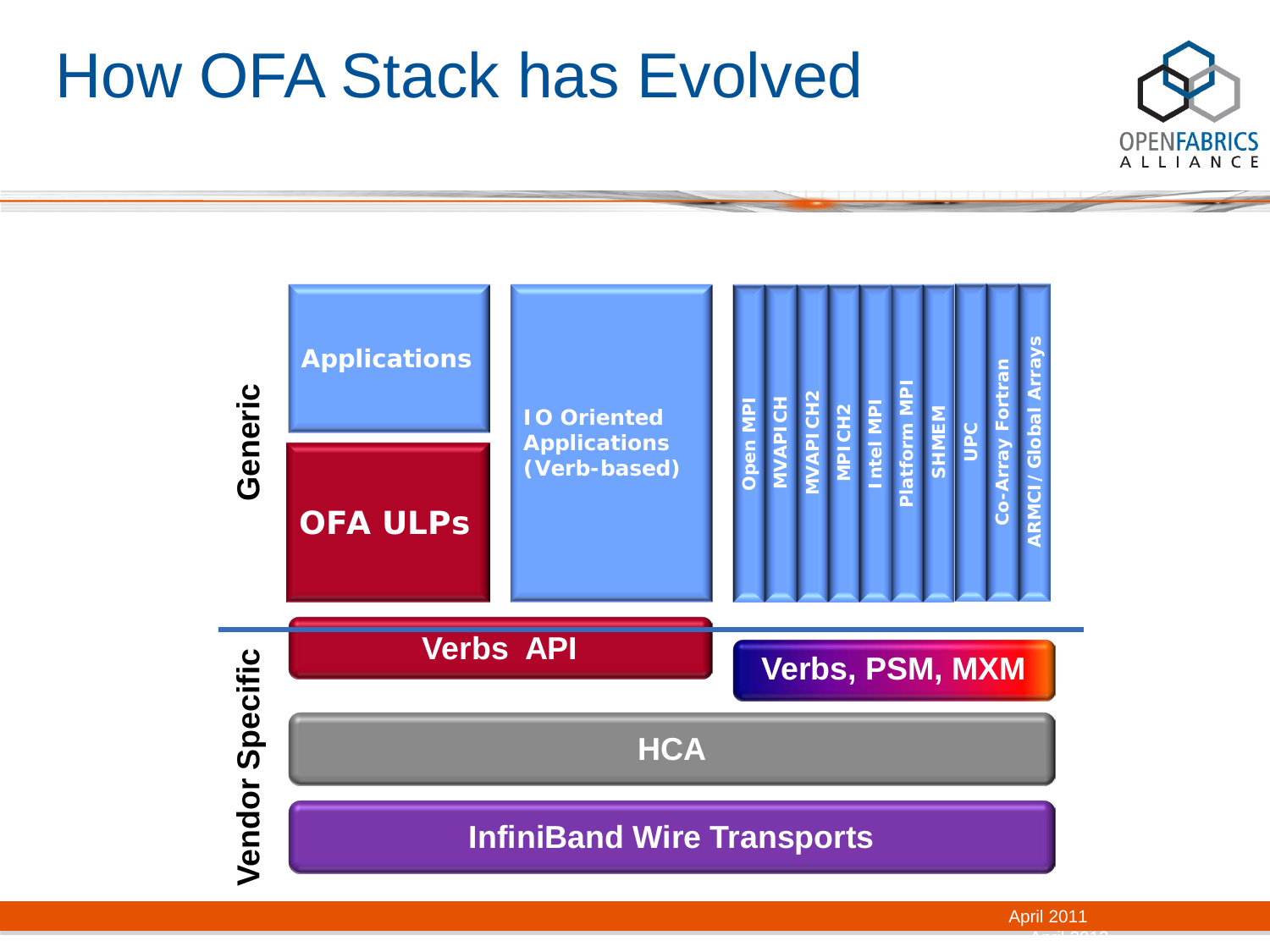# How OFA Stack has Evolved

**Generic**

- Applications
- OFA ULPs
- IO Oriented Applications (Verb-based)
- Open MPI
- MVAPICH
- MVAPICH2
- MPICH2
- Intel MPI
- Platform MPI
- SHMEM
- UPC
- Co-Array Fortran
- ARMCI / Global Arrays

**Vendor Specific**

- Verbs API
- Verbs, PSM, MXM
- HCA
- InfiniBand Wire Transports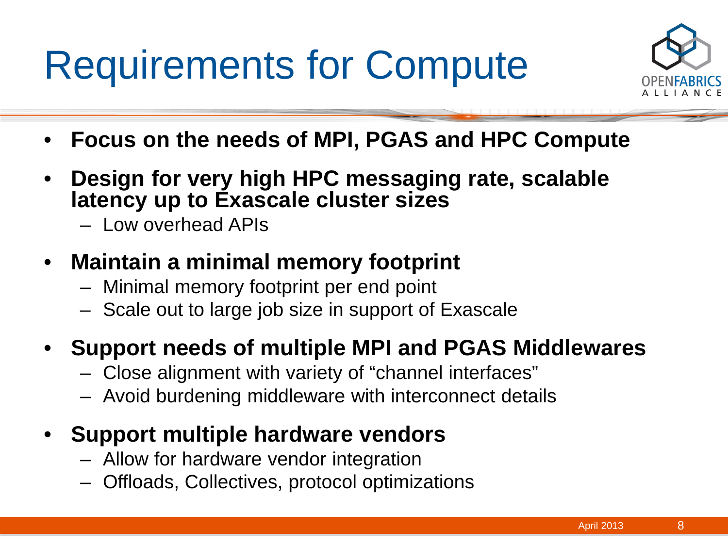# Requirements for Compute

- **Focus on the needs of MPI, PGAS and HPC Compute**
- **Design for very high HPC messaging rate, scalable latency up to Exascale cluster sizes**
  - Low overhead APIs
- **Maintain a minimal memory footprint**
  - Minimal memory footprint per end point
  - Scale out to large job size in support of Exascale
- **Support needs of multiple MPI and PGAS Middlewares**
  - Close alignment with variety of "channel interfaces"
  - Avoid burdening middleware with interconnect details
- **Support multiple hardware vendors**
  - Allow for hardware vendor integration
  - Offloads, Collectives, protocol optimizations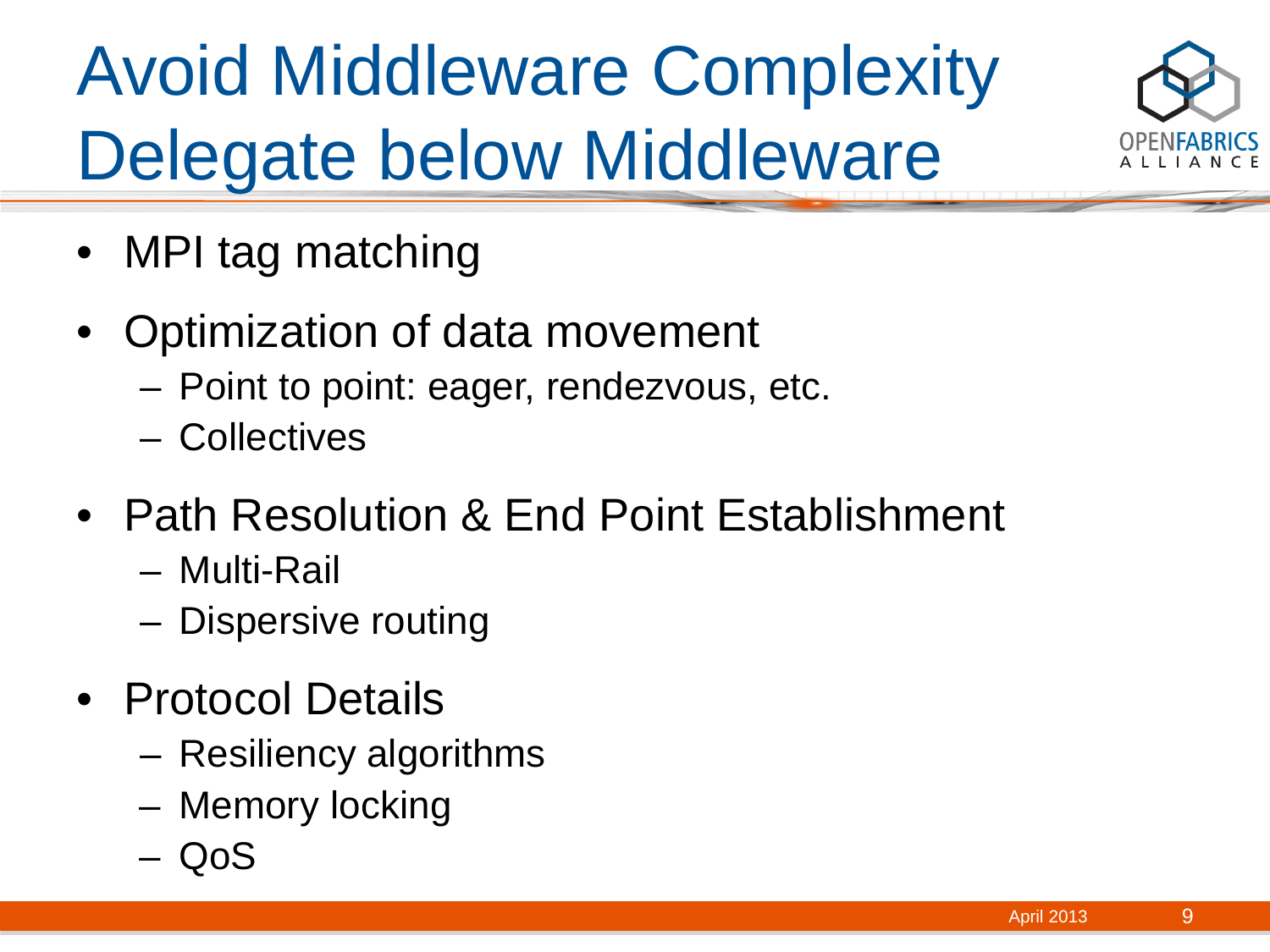# Avoid Middleware Complexity Delegate below Middleware

- MPI tag matching
- Optimization of data movement
  - Point to point: eager, rendezvous, etc.
  - Collectives
- Path Resolution & End Point Establishment
  - Multi-Rail
  - Dispersive routing
- Protocol Details
  - Resiliency algorithms
  - Memory locking
  - QoS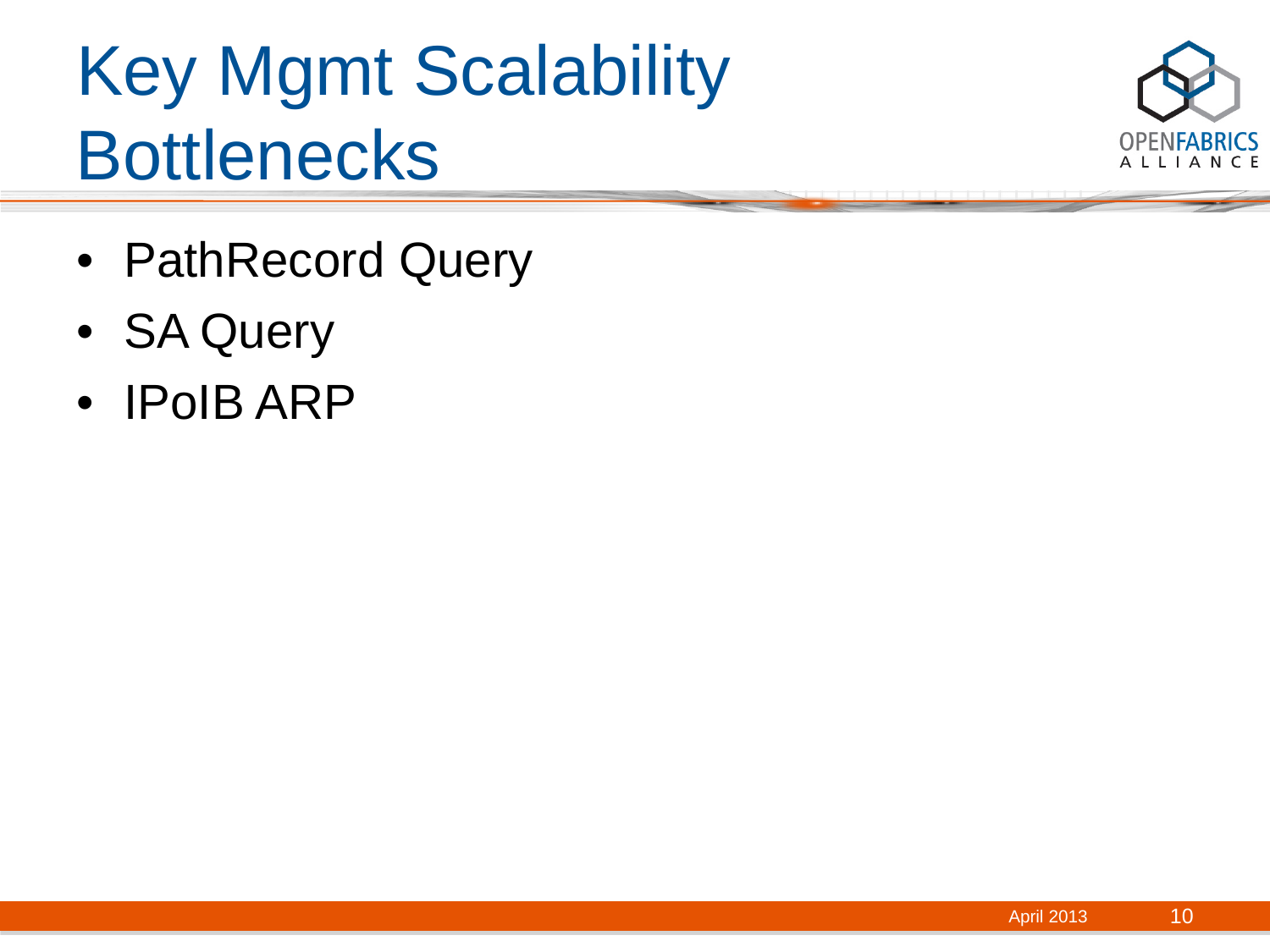# Key Mgmt Scalability Bottlenecks

- PathRecord Query
- SA Query
- IPoIB ARP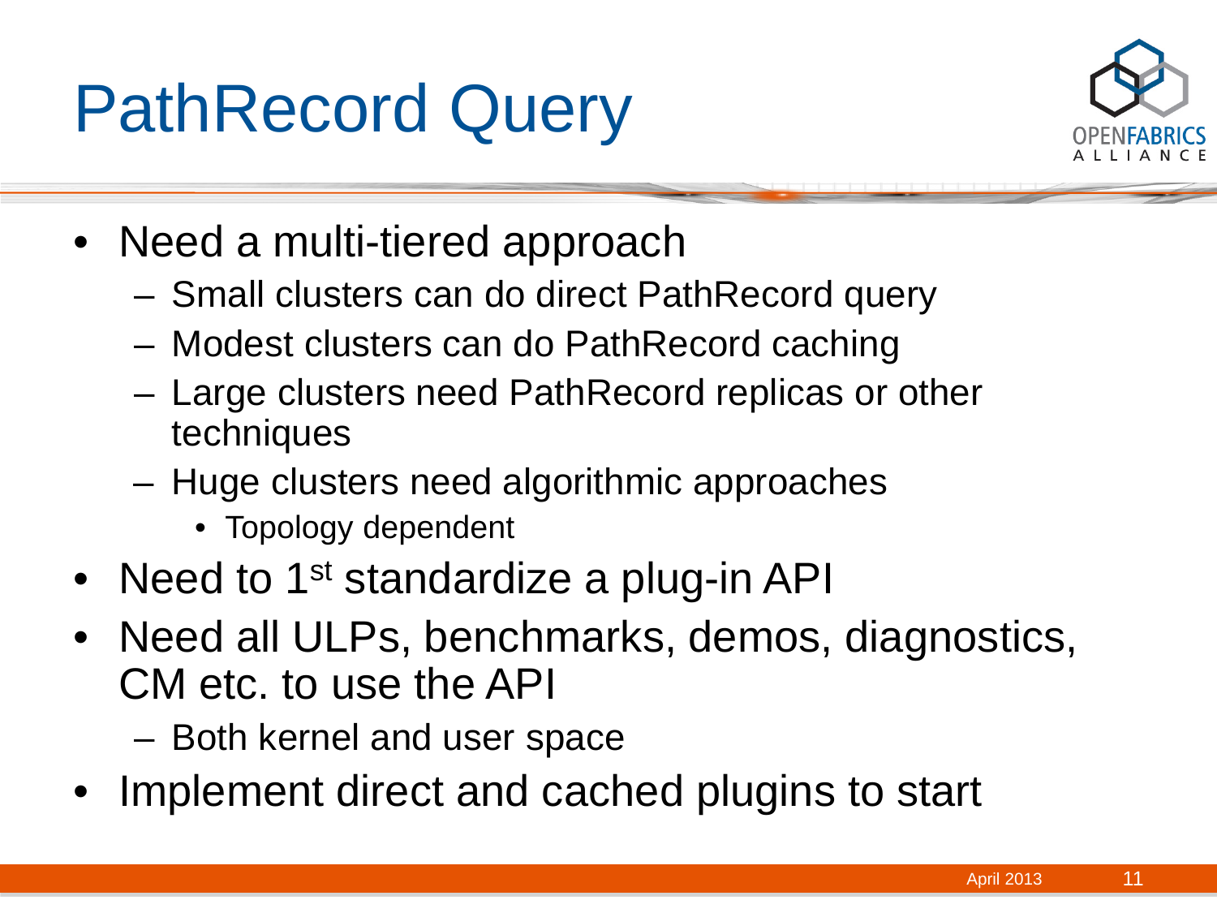# PathRecord Query

- Need a multi-tiered approach
  - Small clusters can do direct PathRecord query
  - Modest clusters can do PathRecord caching
  - Large clusters need PathRecord replicas or other techniques
  - Huge clusters need algorithmic approaches
    - Topology dependent
- Need to 1$^{st}$ standardize a plug-in API
- Need all ULPs, benchmarks, demos, diagnostics, CM etc. to use the API
  - Both kernel and user space
- Implement direct and cached plugins to start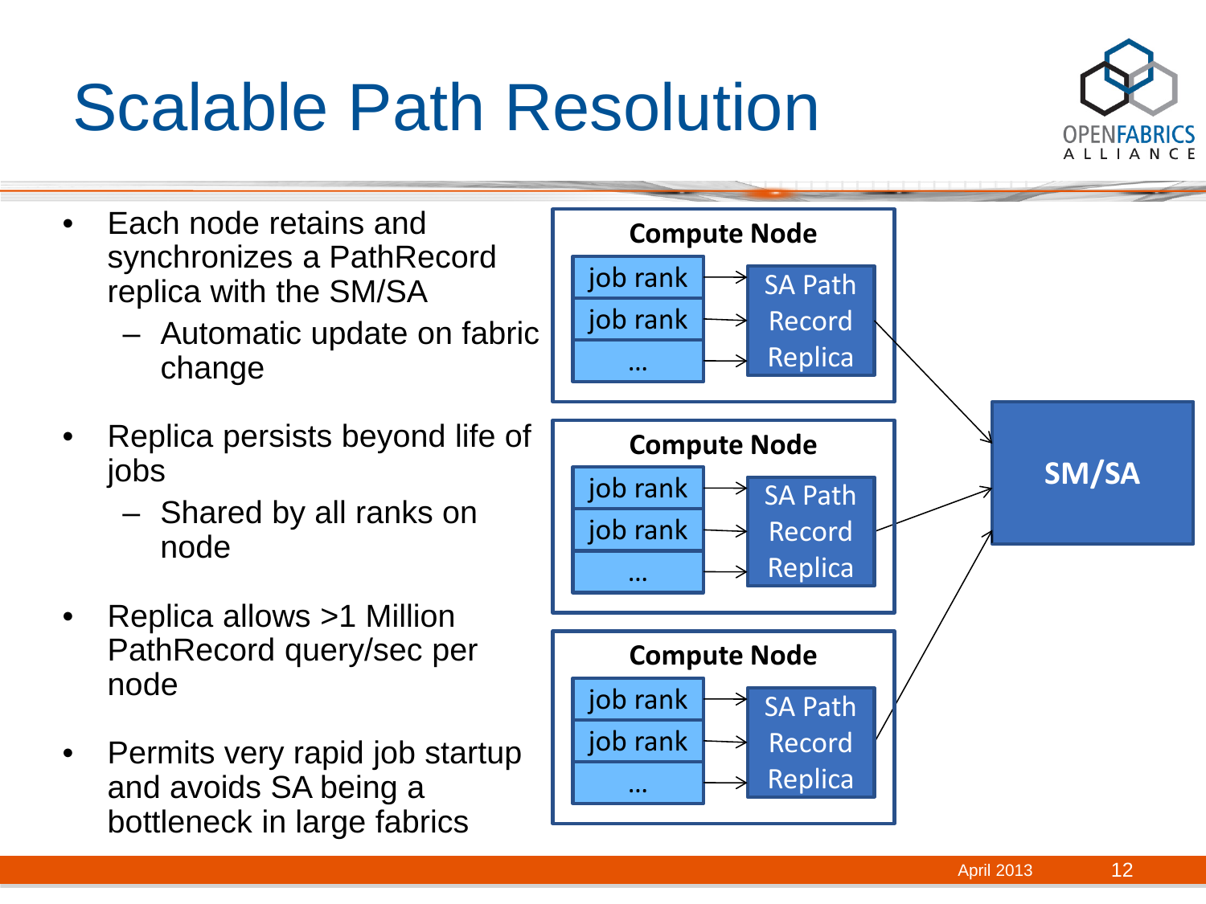# Scalable Path Resolution

- Each node retains and synchronizes a PathRecord replica with the SM/SA
  - Automatic update on fabric change
- Replica persists beyond life of jobs
  - Shared by all ranks on node
- Replica allows >1 Million PathRecord query/sec per node
- Permits very rapid job startup and avoids SA being a bottleneck in large fabrics

**Compute Node**

job rank → SA Path Record Replica
job rank → SA Path Record Replica
… → SA Path Record Replica

**Compute Node**

job rank → SA Path Record Replica
job rank → SA Path Record Replica
… → SA Path Record Replica

**Compute Node**

job rank → SA Path Record Replica
job rank → SA Path Record Replica
… → SA Path Record Replica

Each SA Path Record Replica → **SM/SA**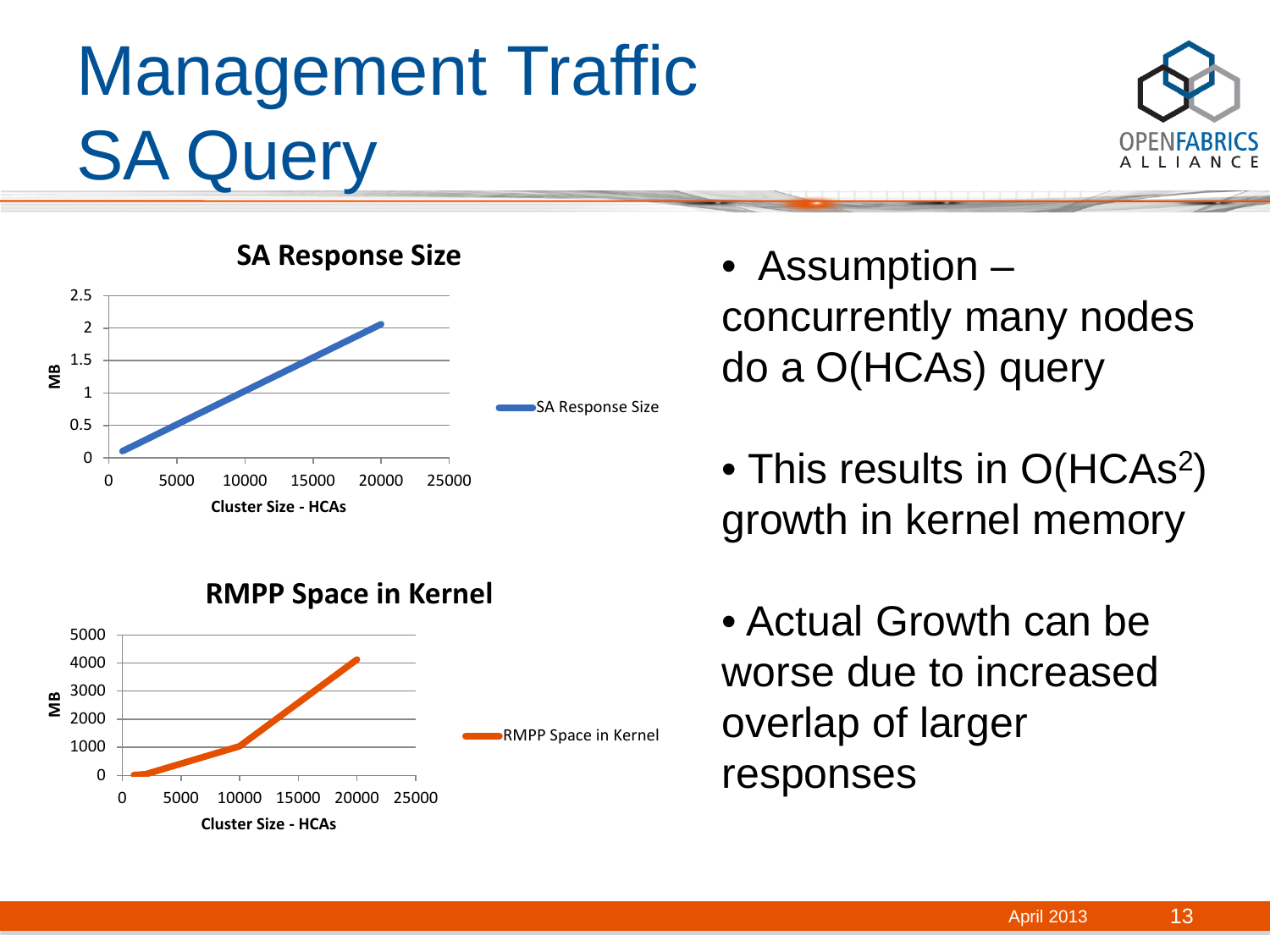# Management Traffic SA Query

**SA Response Size**

**RMPP Space in Kernel**

- Assumption – concurrently many nodes do a O(HCAs) query
- This results in O(HCAs$^2$) growth in kernel memory
- Actual Growth can be worse due to increased overlap of larger responses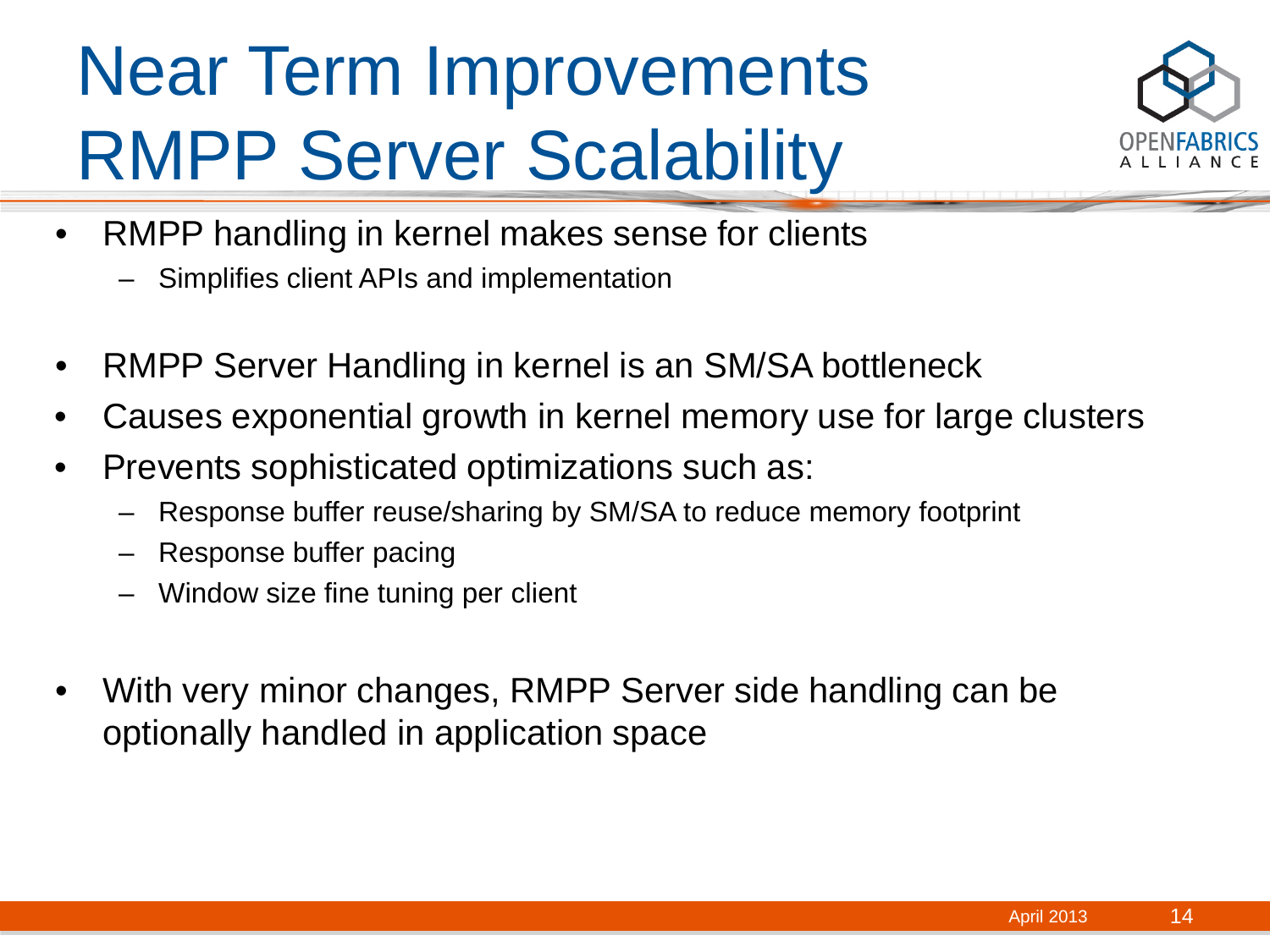# Near Term Improvements RMPP Server Scalability

- RMPP handling in kernel makes sense for clients
  - Simplifies client APIs and implementation

- RMPP Server Handling in kernel is an SM/SA bottleneck
- Causes exponential growth in kernel memory use for large clusters
- Prevents sophisticated optimizations such as:
  - Response buffer reuse/sharing by SM/SA to reduce memory footprint
  - Response buffer pacing
  - Window size fine tuning per client

- With very minor changes, RMPP Server side handling can be optionally handled in application space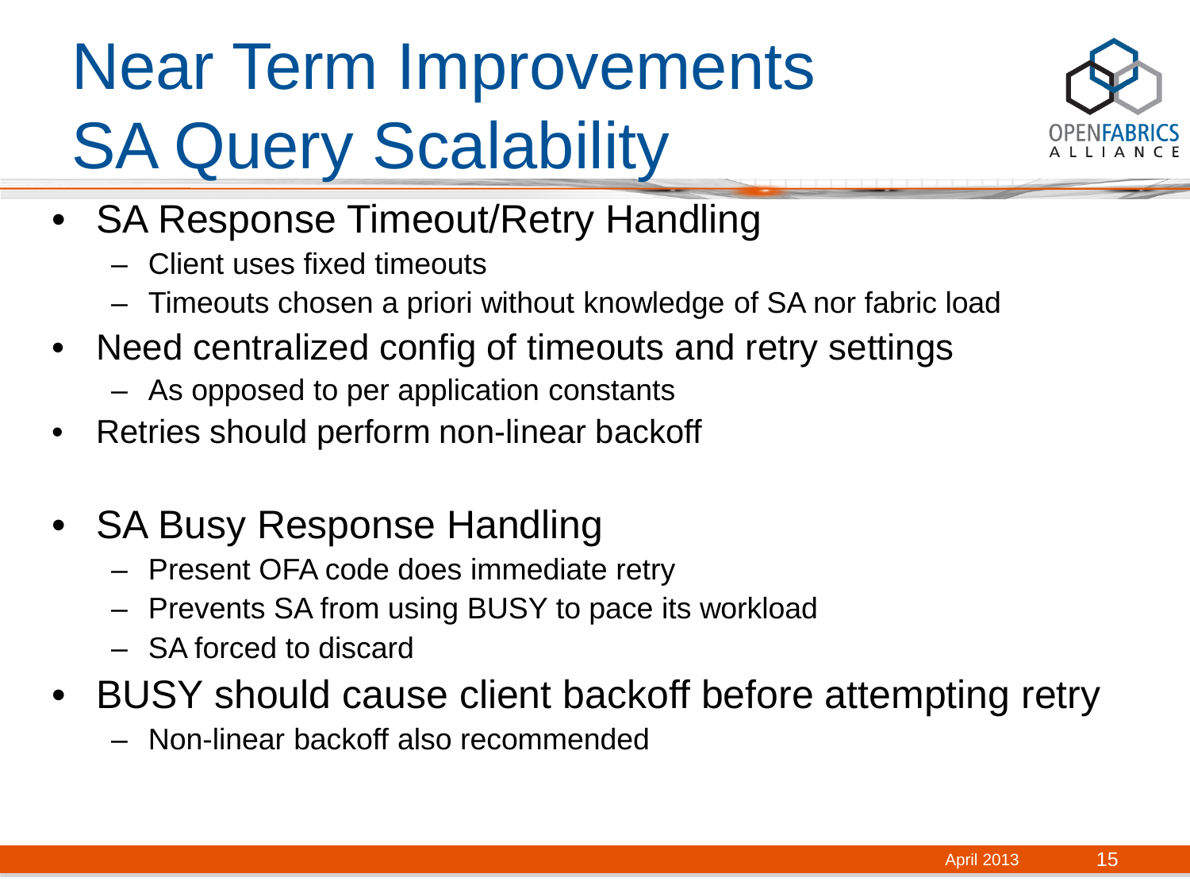# Near Term Improvements SA Query Scalability

- SA Response Timeout/Retry Handling
  - Client uses fixed timeouts
  - Timeouts chosen a priori without knowledge of SA nor fabric load
- Need centralized config of timeouts and retry settings
  - As opposed to per application constants
- Retries should perform non-linear backoff

- SA Busy Response Handling
  - Present OFA code does immediate retry
  - Prevents SA from using BUSY to pace its workload
  - SA forced to discard
- BUSY should cause client backoff before attempting retry
  - Non-linear backoff also recommended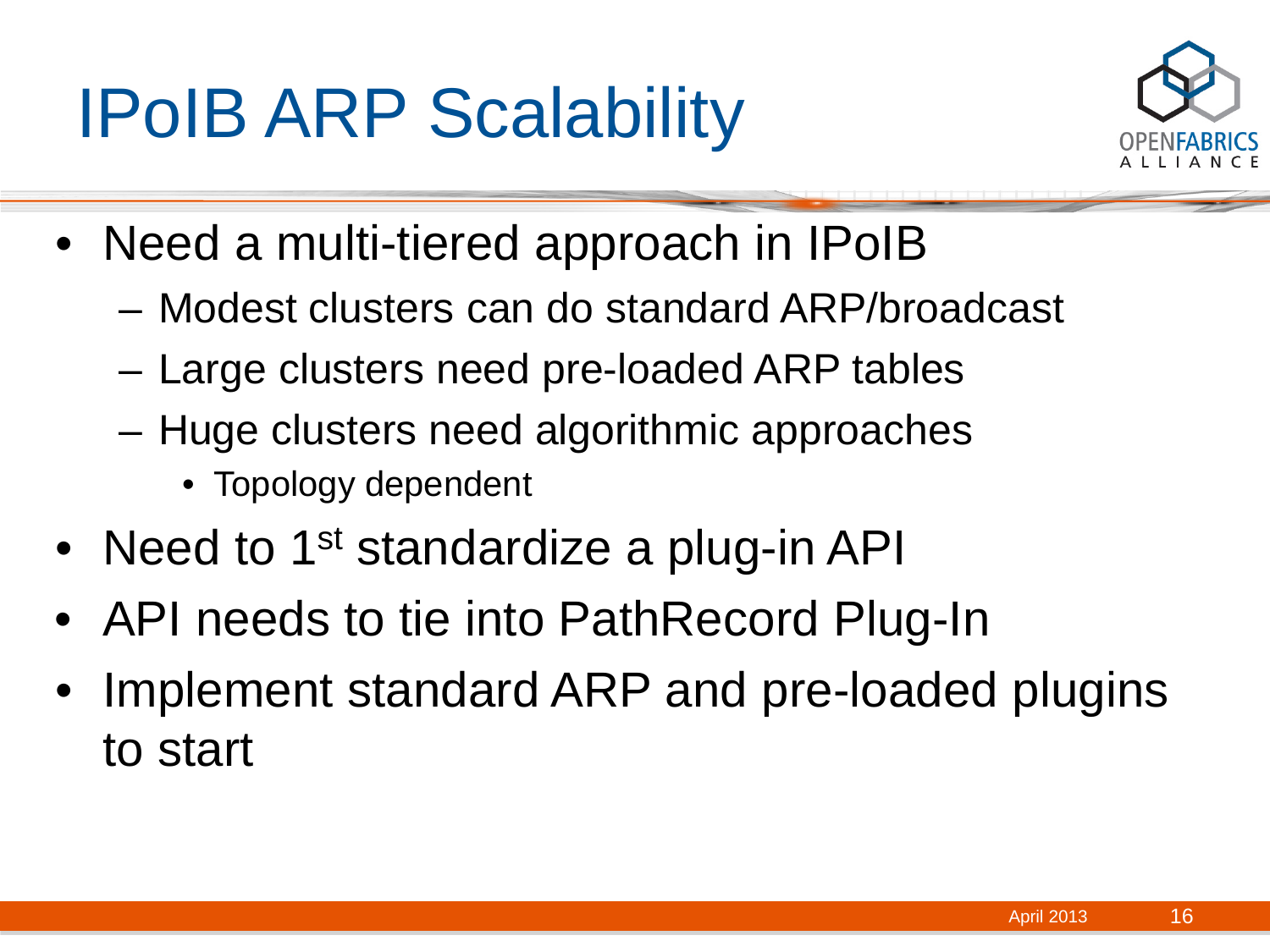# IPoIB ARP Scalability

- Need a multi-tiered approach in IPoIB
  - Modest clusters can do standard ARP/broadcast
  - Large clusters need pre-loaded ARP tables
  - Huge clusters need algorithmic approaches
    - Topology dependent
- Need to 1st standardize a plug-in API
- API needs to tie into PathRecord Plug-In
- Implement standard ARP and pre-loaded plugins to start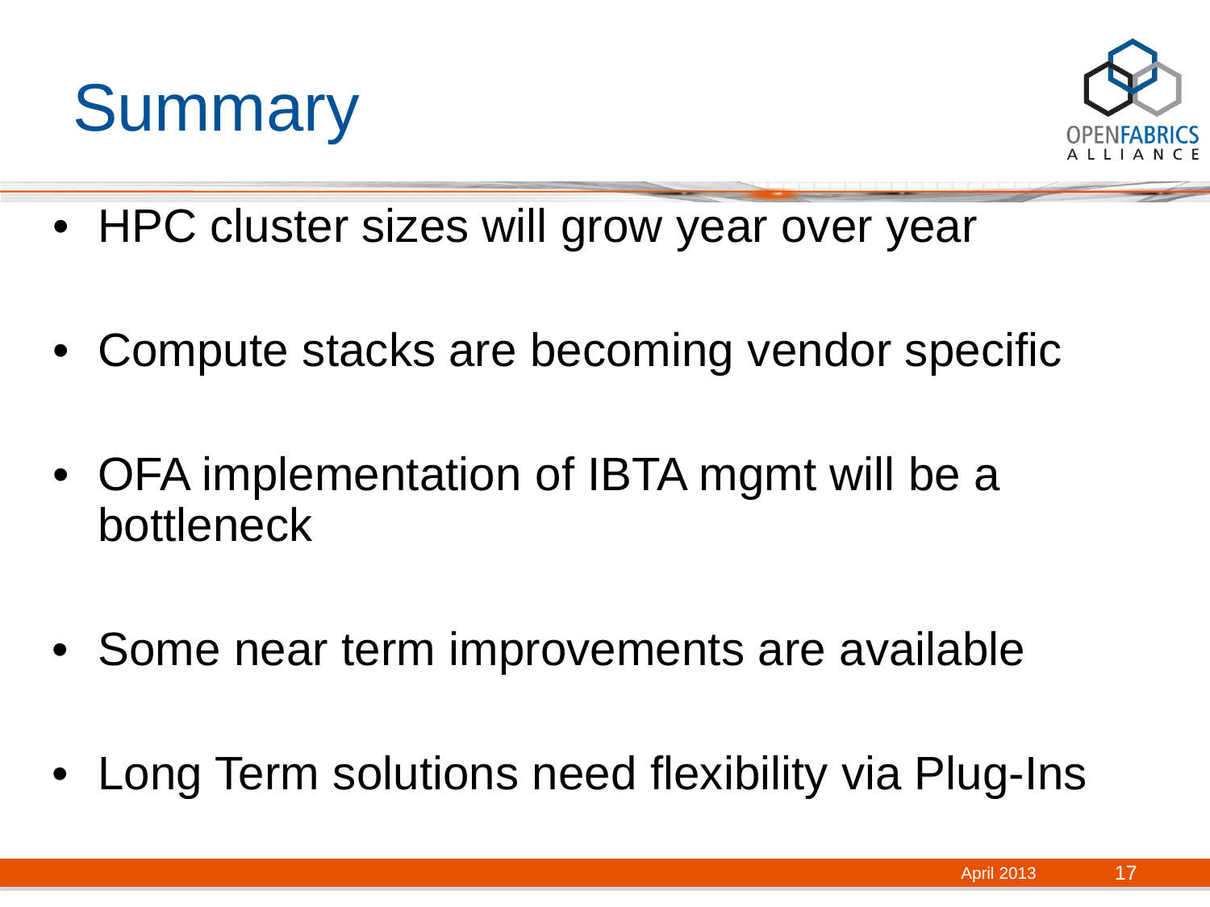# Summary

- HPC cluster sizes will grow year over year
- Compute stacks are becoming vendor specific
- OFA implementation of IBTA mgmt will be a bottleneck
- Some near term improvements are available
- Long Term solutions need flexibility via Plug-Ins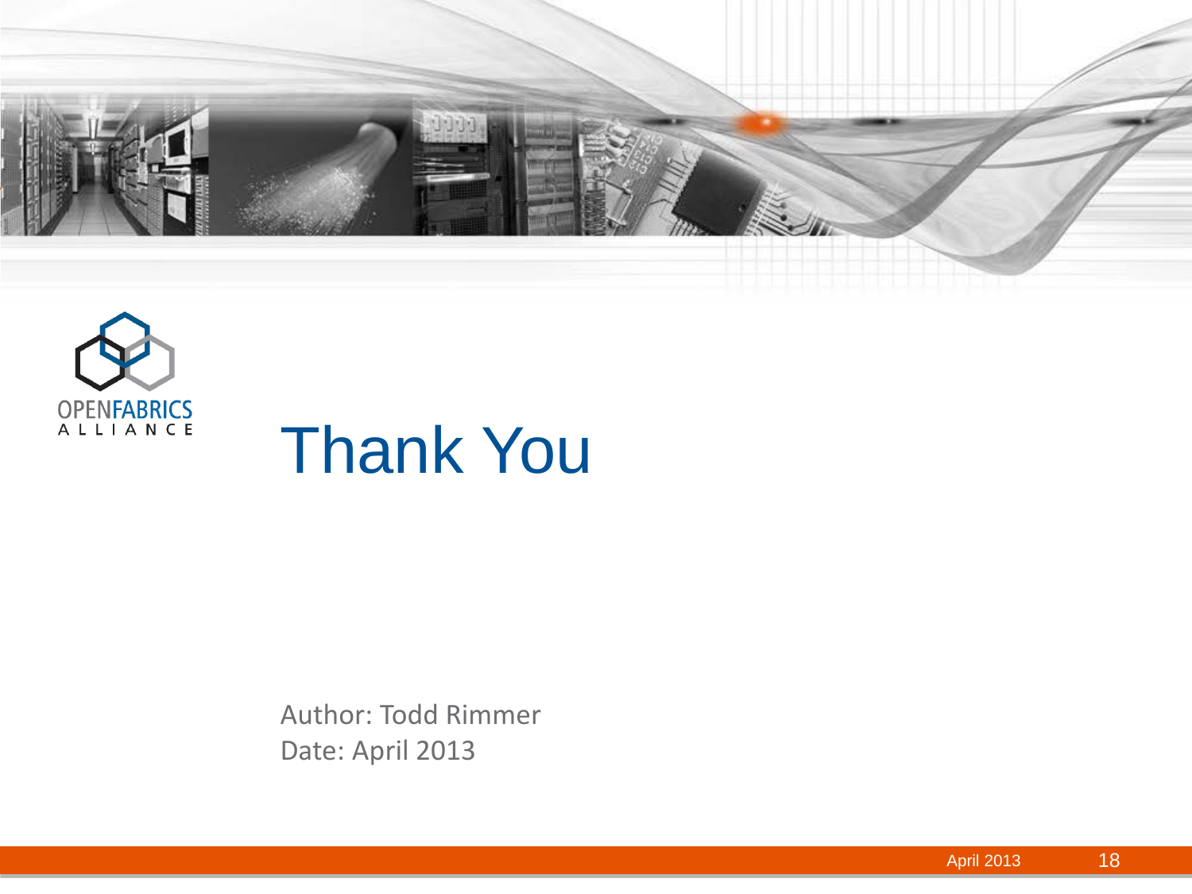# Thank You

Author: Todd Rimmer
Date: April 2013